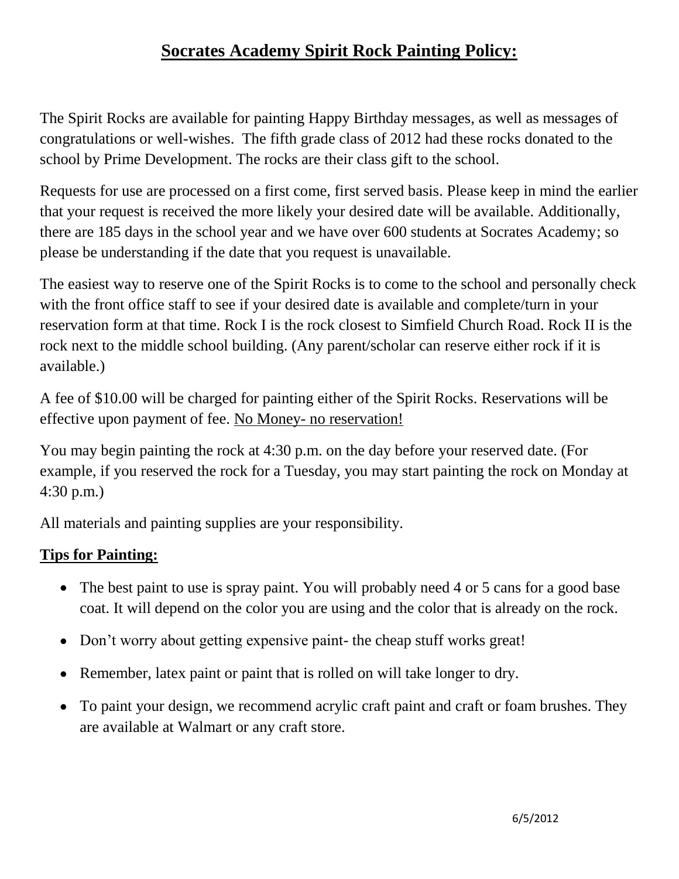# Socrates Academy Spirit Rock Painting Policy:

The Spirit Rocks are available for painting Happy Birthday messages, as well as messages of congratulations or well-wishes. The fifth grade class of 2012 had these rocks donated to the school by Prime Development. The rocks are their class gift to the school.

Requests for use are processed on a first come, first served basis. Please keep in mind the earlier that your request is received the more likely your desired date will be available. Additionally, there are 185 days in the school year and we have over 600 students at Socrates Academy; so please be understanding if the date that you request is unavailable.

The easiest way to reserve one of the Spirit Rocks is to come to the school and personally check with the front office staff to see if your desired date is available and complete/turn in your reservation form at that time. Rock I is the rock closest to Simfield Church Road. Rock II is the rock next to the middle school building. (Any parent/scholar can reserve either rock if it is available.)

A fee of $10.00 will be charged for painting either of the Spirit Rocks. Reservations will be effective upon payment of fee. No Money- no reservation!

You may begin painting the rock at 4:30 p.m. on the day before your reserved date. (For example, if you reserved the rock for a Tuesday, you may start painting the rock on Monday at 4:30 p.m.)

All materials and painting supplies are your responsibility.

## Tips for Painting:

- The best paint to use is spray paint. You will probably need 4 or 5 cans for a good base coat. It will depend on the color you are using and the color that is already on the rock.
- Don't worry about getting expensive paint- the cheap stuff works great!
- Remember, latex paint or paint that is rolled on will take longer to dry.
- To paint your design, we recommend acrylic craft paint and craft or foam brushes. They are available at Walmart or any craft store.

6/5/2012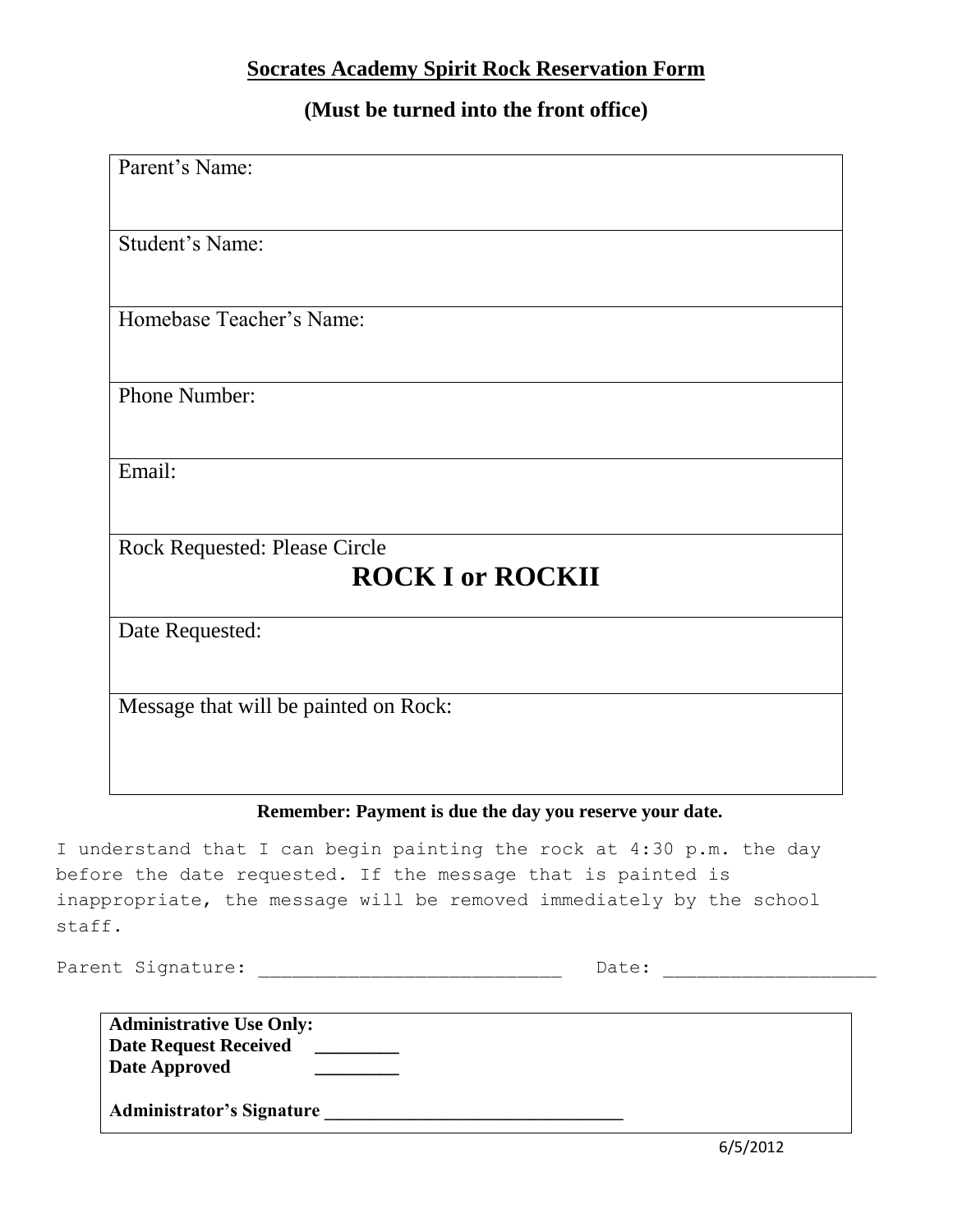# **Socrates Academy Spirit Rock Reservation Form**

**(Must be turned into the front office)**

| |
|---|
| Parent's Name: |
| Student's Name: |
| Homebase Teacher's Name: |
| Phone Number: |
| Email: |
| Rock Requested: Please Circle<br>**ROCK I or ROCKII** |
| Date Requested: |
| Message that will be painted on Rock: |

**Remember: Payment is due the day you reserve your date.**

I understand that I can begin painting the rock at 4:30 p.m. the day before the date requested. If the message that is painted is inappropriate, the message will be removed immediately by the school staff.

Parent Signature: ___________________________ Date: ___________________

| |
|---|
| **Administrative Use Only:**<br>**Date Request Received** _________<br>**Date Approved** _________<br><br>**Administrator's Signature** _________________________________ |

6/5/2012